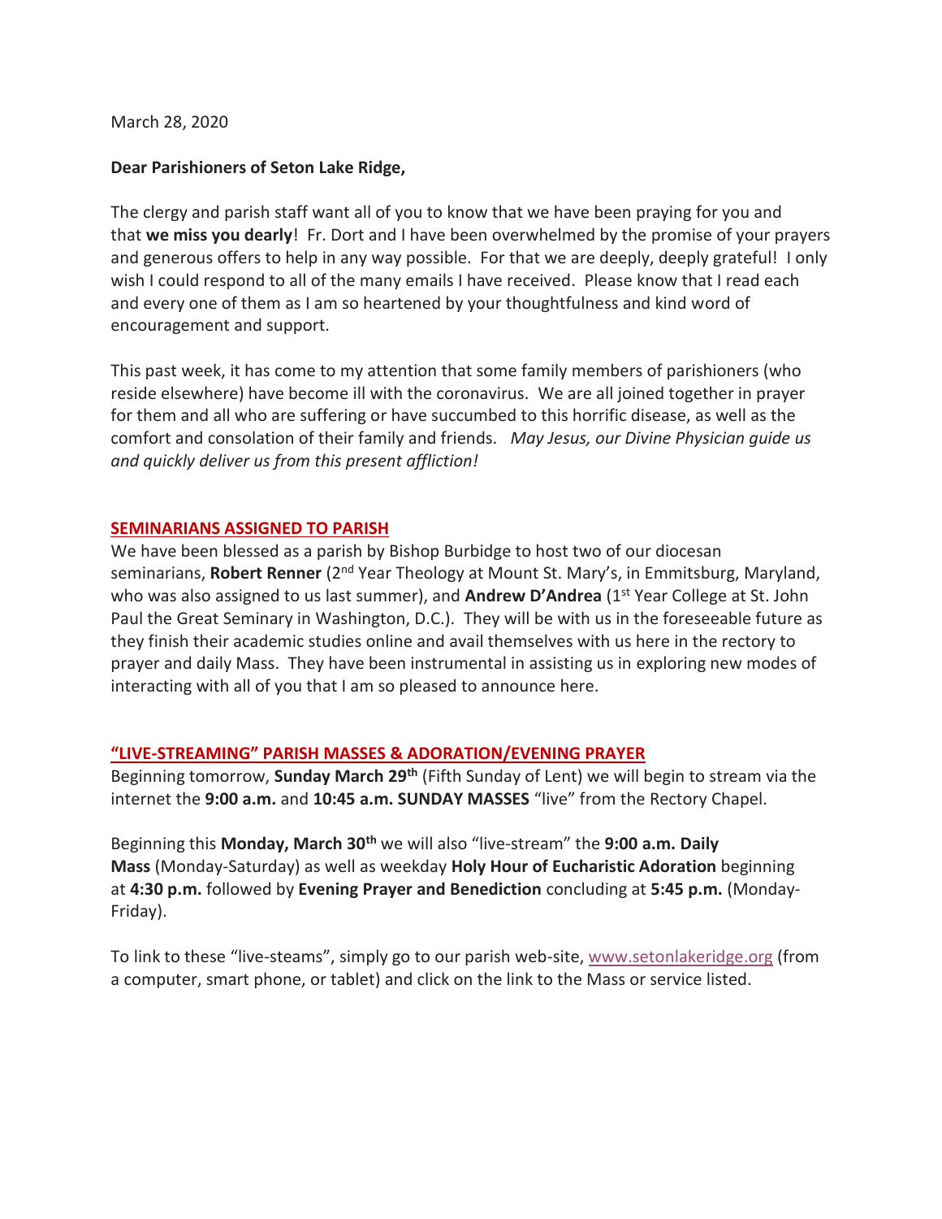March 28, 2020

**Dear Parishioners of Seton Lake Ridge,**

The clergy and parish staff want all of you to know that we have been praying for you and that **we miss you dearly**! Fr. Dort and I have been overwhelmed by the promise of your prayers and generous offers to help in any way possible. For that we are deeply, deeply grateful! I only wish I could respond to all of the many emails I have received. Please know that I read each and every one of them as I am so heartened by your thoughtfulness and kind word of encouragement and support.

This past week, it has come to my attention that some family members of parishioners (who reside elsewhere) have become ill with the coronavirus. We are all joined together in prayer for them and all who are suffering or have succumbed to this horrific disease, as well as the comfort and consolation of their family and friends. *May Jesus, our Divine Physician guide us and quickly deliver us from this present affliction!*

## SEMINARIANS ASSIGNED TO PARISH

We have been blessed as a parish by Bishop Burbidge to host two of our diocesan seminarians, **Robert Renner** (2nd Year Theology at Mount St. Mary's, in Emmitsburg, Maryland, who was also assigned to us last summer), and **Andrew D'Andrea** (1st Year College at St. John Paul the Great Seminary in Washington, D.C.). They will be with us in the foreseeable future as they finish their academic studies online and avail themselves with us here in the rectory to prayer and daily Mass. They have been instrumental in assisting us in exploring new modes of interacting with all of you that I am so pleased to announce here.

## "LIVE-STREAMING" PARISH MASSES & ADORATION/EVENING PRAYER

Beginning tomorrow, **Sunday March 29th** (Fifth Sunday of Lent) we will begin to stream via the internet the **9:00 a.m.** and **10:45 a.m. SUNDAY MASSES** "live" from the Rectory Chapel.

Beginning this **Monday, March 30th** we will also "live-stream" the **9:00 a.m. Daily Mass** (Monday-Saturday) as well as weekday **Holy Hour of Eucharistic Adoration** beginning at **4:30 p.m.** followed by **Evening Prayer and Benediction** concluding at **5:45 p.m.** (Monday-Friday).

To link to these "live-steams", simply go to our parish web-site, www.setonlakeridge.org (from a computer, smart phone, or tablet) and click on the link to the Mass or service listed.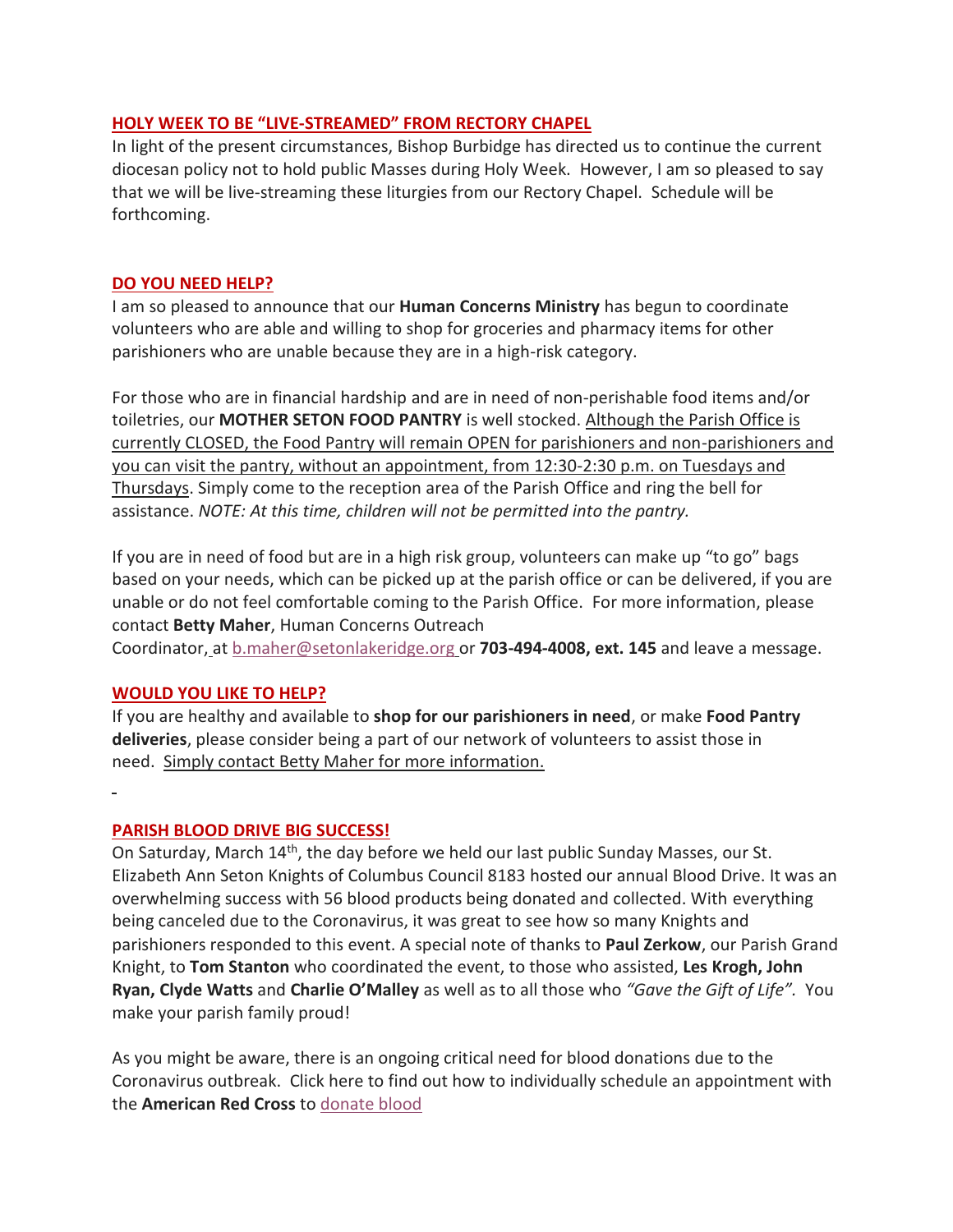## HOLY WEEK TO BE "LIVE-STREAMED" FROM RECTORY CHAPEL

In light of the present circumstances, Bishop Burbidge has directed us to continue the current diocesan policy not to hold public Masses during Holy Week. However, I am so pleased to say that we will be live-streaming these liturgies from our Rectory Chapel. Schedule will be forthcoming.

## DO YOU NEED HELP?

I am so pleased to announce that our **Human Concerns Ministry** has begun to coordinate volunteers who are able and willing to shop for groceries and pharmacy items for other parishioners who are unable because they are in a high-risk category.

For those who are in financial hardship and are in need of non-perishable food items and/or toiletries, our **MOTHER SETON FOOD PANTRY** is well stocked. Although the Parish Office is currently CLOSED, the Food Pantry will remain OPEN for parishioners and non-parishioners and you can visit the pantry, without an appointment, from 12:30-2:30 p.m. on Tuesdays and Thursdays. Simply come to the reception area of the Parish Office and ring the bell for assistance. *NOTE: At this time, children will not be permitted into the pantry.*

If you are in need of food but are in a high risk group, volunteers can make up "to go" bags based on your needs, which can be picked up at the parish office or can be delivered, if you are unable or do not feel comfortable coming to the Parish Office. For more information, please contact **Betty Maher**, Human Concerns Outreach Coordinator, at b.maher@setonlakeridge.org or **703-494-4008, ext. 145** and leave a message.

## WOULD YOU LIKE TO HELP?

If you are healthy and available to **shop for our parishioners in need**, or make **Food Pantry deliveries**, please consider being a part of our network of volunteers to assist those in need. Simply contact Betty Maher for more information.

## PARISH BLOOD DRIVE BIG SUCCESS!

On Saturday, March 14th, the day before we held our last public Sunday Masses, our St. Elizabeth Ann Seton Knights of Columbus Council 8183 hosted our annual Blood Drive. It was an overwhelming success with 56 blood products being donated and collected. With everything being canceled due to the Coronavirus, it was great to see how so many Knights and parishioners responded to this event. A special note of thanks to **Paul Zerkow**, our Parish Grand Knight, to **Tom Stanton** who coordinated the event, to those who assisted, **Les Krogh, John Ryan, Clyde Watts** and **Charlie O'Malley** as well as to all those who *"Gave the Gift of Life".* You make your parish family proud!

As you might be aware, there is an ongoing critical need for blood donations due to the Coronavirus outbreak. Click here to find out how to individually schedule an appointment with the **American Red Cross** to donate blood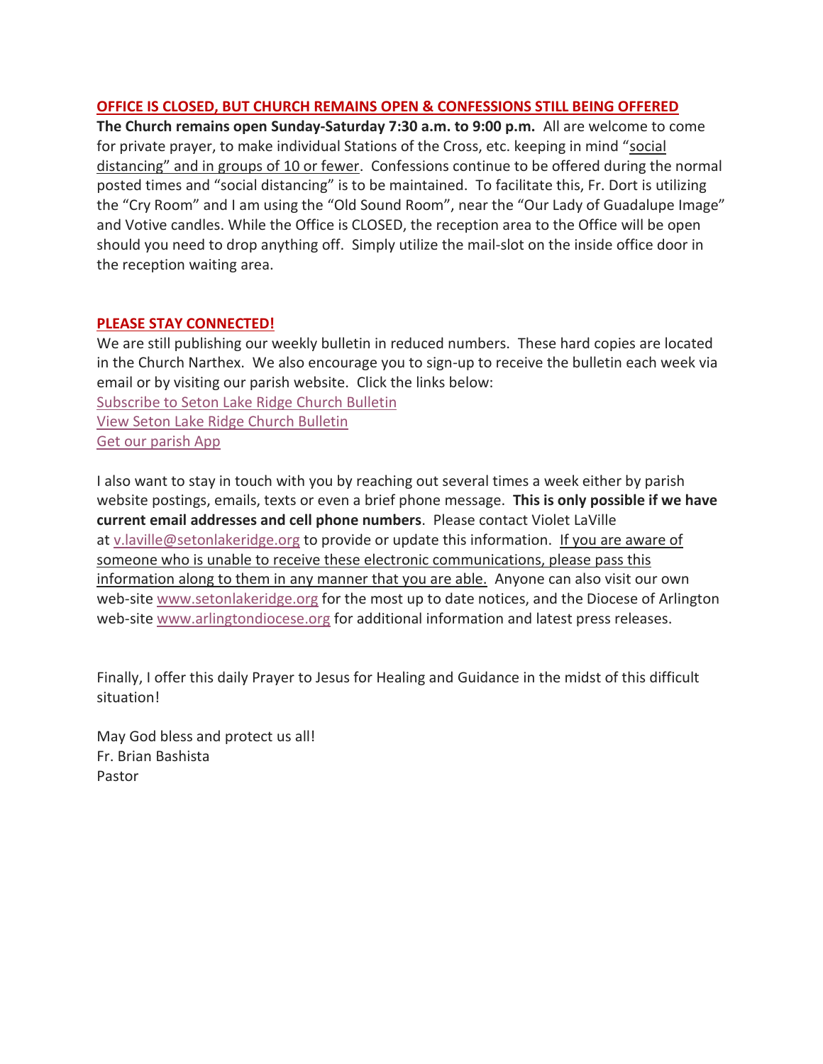## OFFICE IS CLOSED, BUT CHURCH REMAINS OPEN & CONFESSIONS STILL BEING OFFERED

**The Church remains open Sunday-Saturday 7:30 a.m. to 9:00 p.m.** All are welcome to come for private prayer, to make individual Stations of the Cross, etc. keeping in mind "social distancing" and in groups of 10 or fewer. Confessions continue to be offered during the normal posted times and "social distancing" is to be maintained. To facilitate this, Fr. Dort is utilizing the "Cry Room" and I am using the "Old Sound Room", near the "Our Lady of Guadalupe Image" and Votive candles. While the Office is CLOSED, the reception area to the Office will be open should you need to drop anything off. Simply utilize the mail-slot on the inside office door in the reception waiting area.

## PLEASE STAY CONNECTED!

We are still publishing our weekly bulletin in reduced numbers. These hard copies are located in the Church Narthex. We also encourage you to sign-up to receive the bulletin each week via email or by visiting our parish website. Click the links below:

Subscribe to Seton Lake Ridge Church Bulletin
View Seton Lake Ridge Church Bulletin
Get our parish App

I also want to stay in touch with you by reaching out several times a week either by parish website postings, emails, texts or even a brief phone message. **This is only possible if we have current email addresses and cell phone numbers**. Please contact Violet LaVille at v.laville@setonlakeridge.org to provide or update this information. If you are aware of someone who is unable to receive these electronic communications, please pass this information along to them in any manner that you are able. Anyone can also visit our own web-site www.setonlakeridge.org for the most up to date notices, and the Diocese of Arlington web-site www.arlingtondiocese.org for additional information and latest press releases.

Finally, I offer this daily Prayer to Jesus for Healing and Guidance in the midst of this difficult situation!

May God bless and protect us all!
Fr. Brian Bashista
Pastor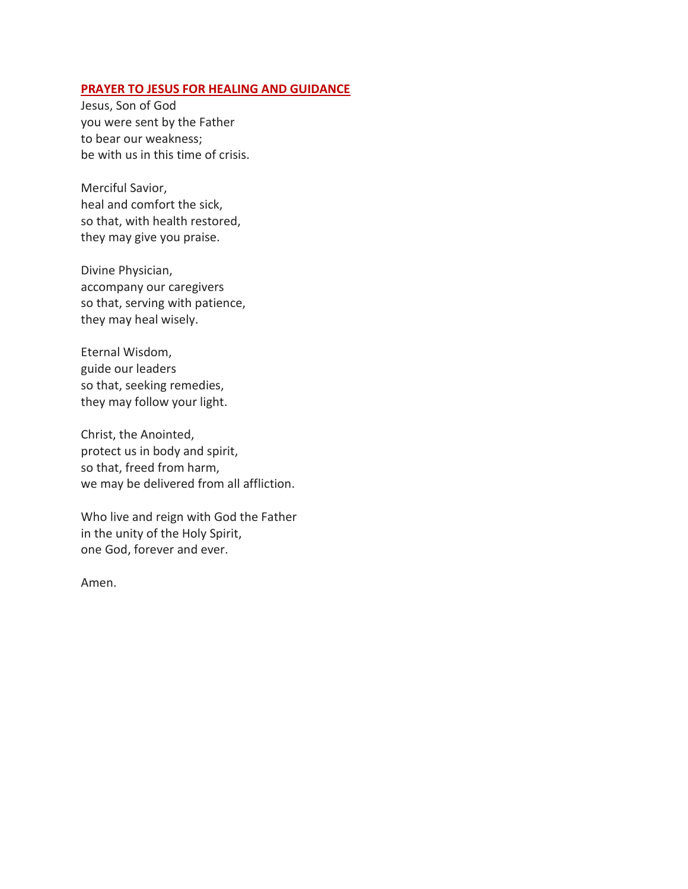## PRAYER TO JESUS FOR HEALING AND GUIDANCE

Jesus, Son of God
you were sent by the Father
to bear our weakness;
be with us in this time of crisis.

Merciful Savior,
heal and comfort the sick,
so that, with health restored,
they may give you praise.

Divine Physician,
accompany our caregivers
so that, serving with patience,
they may heal wisely.

Eternal Wisdom,
guide our leaders
so that, seeking remedies,
they may follow your light.

Christ, the Anointed,
protect us in body and spirit,
so that, freed from harm,
we may be delivered from all affliction.

Who live and reign with God the Father
in the unity of the Holy Spirit,
one God, forever and ever.

Amen.